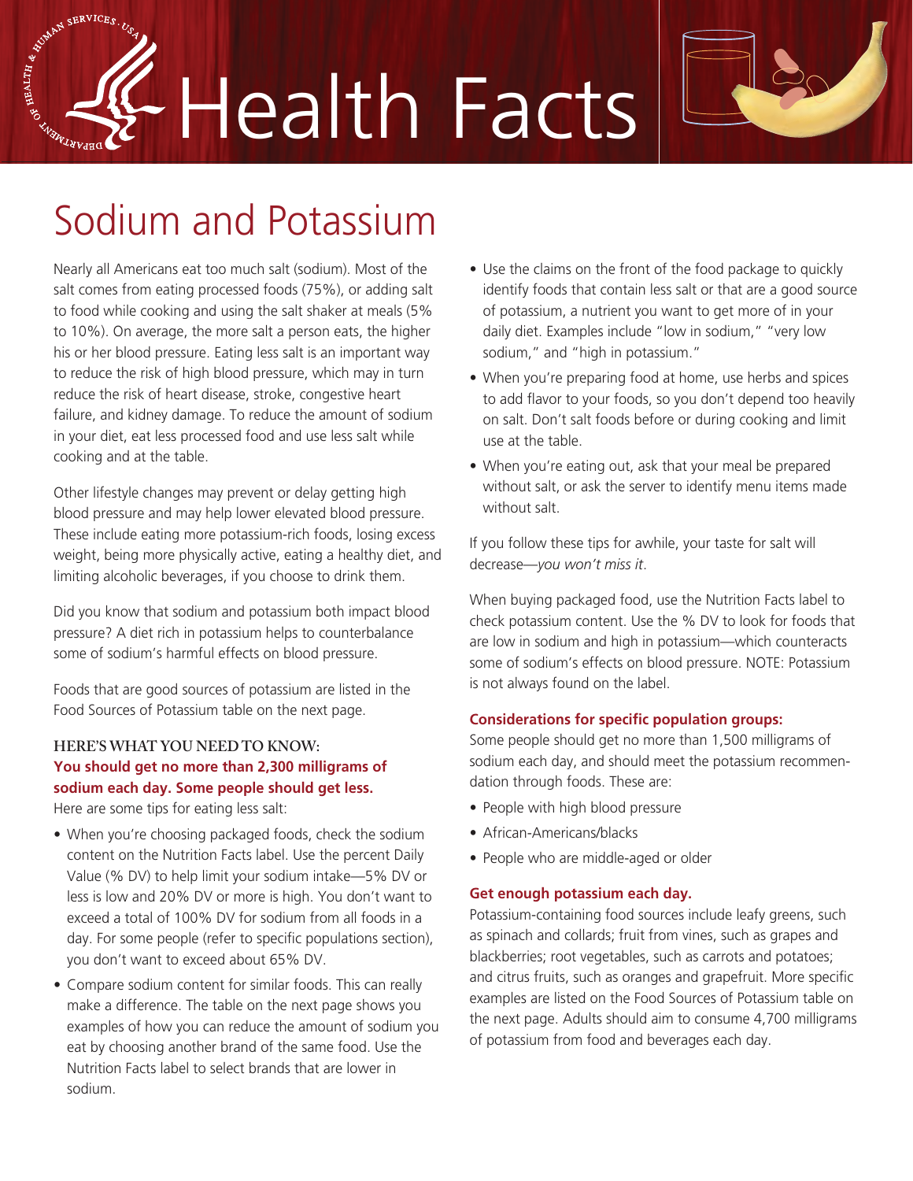# Health Facts

## Sodium and Potassium

Nearly all Americans eat too much salt (sodium). Most of the salt comes from eating processed foods (75%), or adding salt to food while cooking and using the salt shaker at meals (5% to 10%). On average, the more salt a person eats, the higher his or her blood pressure. Eating less salt is an important way to reduce the risk of high blood pressure, which may in turn reduce the risk of heart disease, stroke, congestive heart failure, and kidney damage. To reduce the amount of sodium in your diet, eat less processed food and use less salt while cooking and at the table.

Other lifestyle changes may prevent or delay getting high blood pressure and may help lower elevated blood pressure. These include eating more potassium-rich foods, losing excess weight, being more physically active, eating a healthy diet, and limiting alcoholic beverages, if you choose to drink them.

Did you know that sodium and potassium both impact blood pressure? A diet rich in potassium helps to counterbalance some of sodium's harmful effects on blood pressure.

Foods that are good sources of potassium are listed in the Food Sources of Potassium table on the next page.

### HERE'S WHAT YOU NEED TO KNOW:

**You should get no more than 2,300 milligrams of sodium each day. Some people should get less.**

Here are some tips for eating less salt:

- When you're choosing packaged foods, check the sodium content on the Nutrition Facts label. Use the percent Daily Value (% DV) to help limit your sodium intake—5% DV or less is low and 20% DV or more is high. You don't want to exceed a total of 100% DV for sodium from all foods in a day. For some people (refer to specific populations section), you don't want to exceed about 65% DV.
- Compare sodium content for similar foods. This can really make a difference. The table on the next page shows you examples of how you can reduce the amount of sodium you eat by choosing another brand of the same food. Use the Nutrition Facts label to select brands that are lower in sodium.
- Use the claims on the front of the food package to quickly identify foods that contain less salt or that are a good source of potassium, a nutrient you want to get more of in your daily diet. Examples include "low in sodium," "very low sodium," and "high in potassium."
- When you're preparing food at home, use herbs and spices to add flavor to your foods, so you don't depend too heavily on salt. Don't salt foods before or during cooking and limit use at the table.
- When you're eating out, ask that your meal be prepared without salt, or ask the server to identify menu items made without salt.

If you follow these tips for awhile, your taste for salt will decrease—*you won't miss it*.

When buying packaged food, use the Nutrition Facts label to check potassium content. Use the % DV to look for foods that are low in sodium and high in potassium—which counteracts some of sodium's effects on blood pressure. NOTE: Potassium is not always found on the label.

### Considerations for specific population groups:

Some people should get no more than 1,500 milligrams of sodium each day, and should meet the potassium recommendation through foods. These are:

- People with high blood pressure
- African-Americans/blacks
- People who are middle-aged or older

### Get enough potassium each day.

Potassium-containing food sources include leafy greens, such as spinach and collards; fruit from vines, such as grapes and blackberries; root vegetables, such as carrots and potatoes; and citrus fruits, such as oranges and grapefruit. More specific examples are listed on the Food Sources of Potassium table on the next page. Adults should aim to consume 4,700 milligrams of potassium from food and beverages each day.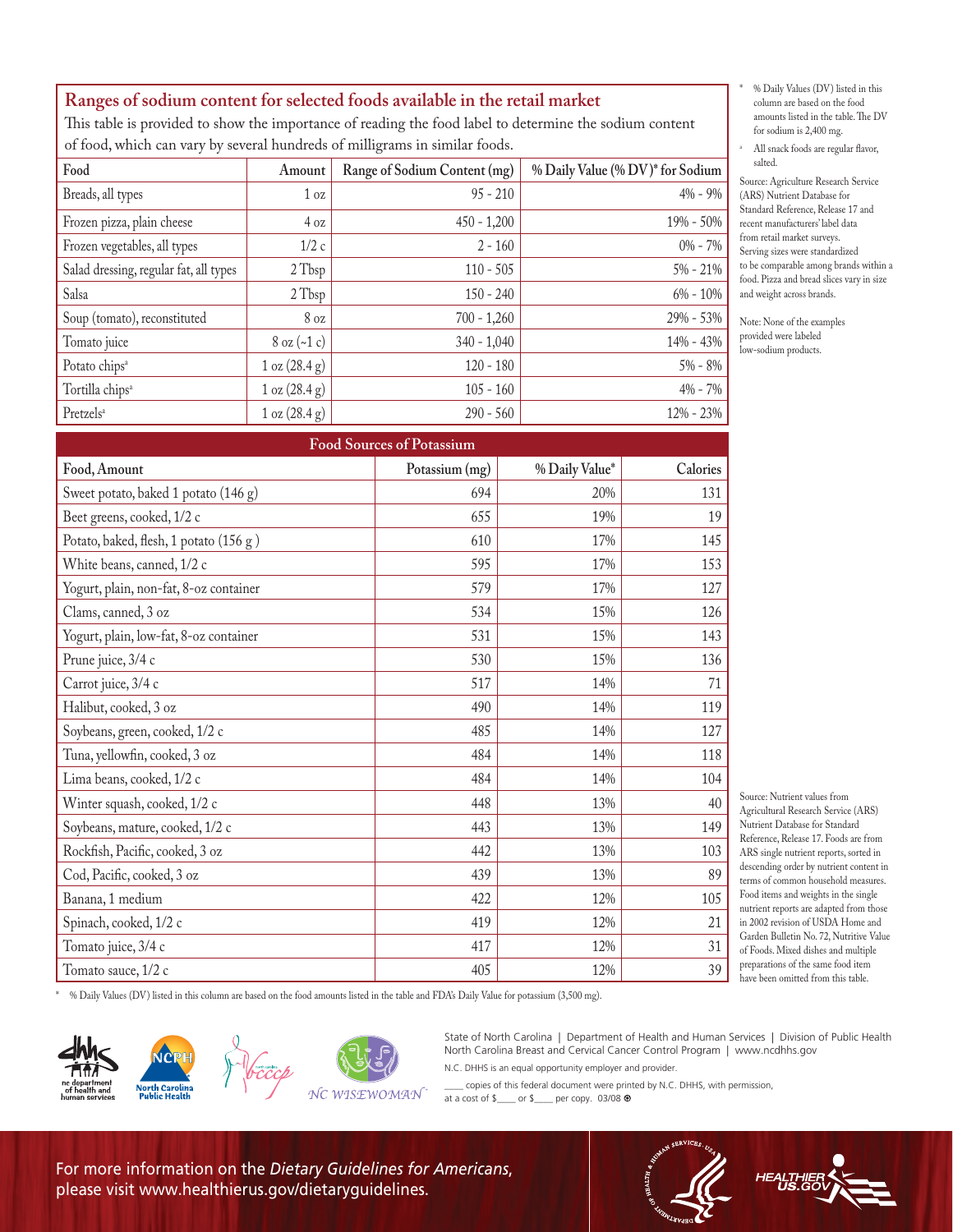## Ranges of sodium content for selected foods available in the retail market

This table is provided to show the importance of reading the food label to determine the sodium content of food, which can vary by several hundreds of milligrams in similar foods.

| Food | Amount | Range of Sodium Content (mg) | % Daily Value (% DV)* for Sodium |
|---|---|---|---|
| Breads, all types | 1 oz | 95 - 210 | 4% - 9% |
| Frozen pizza, plain cheese | 4 oz | 450 - 1,200 | 19% - 50% |
| Frozen vegetables, all types | 1/2 c | 2 - 160 | 0% - 7% |
| Salad dressing, regular fat, all types | 2 Tbsp | 110 - 505 | 5% - 21% |
| Salsa | 2 Tbsp | 150 - 240 | 6% - 10% |
| Soup (tomato), reconstituted | 8 oz | 700 - 1,260 | 29% - 53% |
| Tomato juice | 8 oz (~1 c) | 340 - 1,040 | 14% - 43% |
| Potato chips[a] | 1 oz (28.4 g) | 120 - 180 | 5% - 8% |
| Tortilla chips[a] | 1 oz (28.4 g) | 105 - 160 | 4% - 7% |
| Pretzels[a] | 1 oz (28.4 g) | 290 - 560 | 12% - 23% |

\* % Daily Values (DV) listed in this column are based on the food amounts listed in the table. The DV for sodium is 2,400 mg.

[a] All snack foods are regular flavor, salted.

Source: Agriculture Research Service (ARS) Nutrient Database for Standard Reference, Release 17 and recent manufacturers' label data from retail market surveys. Serving sizes were standardized to be comparable among brands within a food. Pizza and bread slices vary in size and weight across brands.

Note: None of the examples provided were labeled low-sodium products.

## Food Sources of Potassium

| Food, Amount | Potassium (mg) | % Daily Value* | Calories |
|---|---|---|---|
| Sweet potato, baked 1 potato (146 g) | 694 | 20% | 131 |
| Beet greens, cooked, 1/2 c | 655 | 19% | 19 |
| Potato, baked, flesh, 1 potato (156 g ) | 610 | 17% | 145 |
| White beans, canned, 1/2 c | 595 | 17% | 153 |
| Yogurt, plain, non-fat, 8-oz container | 579 | 17% | 127 |
| Clams, canned, 3 oz | 534 | 15% | 126 |
| Yogurt, plain, low-fat, 8-oz container | 531 | 15% | 143 |
| Prune juice, 3/4 c | 530 | 15% | 136 |
| Carrot juice, 3/4 c | 517 | 14% | 71 |
| Halibut, cooked, 3 oz | 490 | 14% | 119 |
| Soybeans, green, cooked, 1/2 c | 485 | 14% | 127 |
| Tuna, yellowfin, cooked, 3 oz | 484 | 14% | 118 |
| Lima beans, cooked, 1/2 c | 484 | 14% | 104 |
| Winter squash, cooked, 1/2 c | 448 | 13% | 40 |
| Soybeans, mature, cooked, 1/2 c | 443 | 13% | 149 |
| Rockfish, Pacific, cooked, 3 oz | 442 | 13% | 103 |
| Cod, Pacific, cooked, 3 oz | 439 | 13% | 89 |
| Banana, 1 medium | 422 | 12% | 105 |
| Spinach, cooked, 1/2 c | 419 | 12% | 21 |
| Tomato juice, 3/4 c | 417 | 12% | 31 |
| Tomato sauce, 1/2 c | 405 | 12% | 39 |

Source: Nutrient values from Agricultural Research Service (ARS) Nutrient Database for Standard Reference, Release 17. Foods are from ARS single nutrient reports, sorted in descending order by nutrient content in terms of common household measures. Food items and weights in the single nutrient reports are adapted from those in 2002 revision of USDA Home and Garden Bulletin No. 72, Nutritive Value of Foods. Mixed dishes and multiple preparations of the same food item have been omitted from this table.

\* % Daily Values (DV) listed in this column are based on the food amounts listed in the table and FDA's Daily Value for potassium (3,500 mg).

nc department of health and human services

NCPH North Carolina Public Health

bcccp

NC WISEWOMAN

State of North Carolina | Department of Health and Human Services | Division of Public Health
North Carolina Breast and Cervical Cancer Control Program | www.ncdhhs.gov

N.C. DHHS is an equal opportunity employer and provider.

____ copies of this federal document were printed by N.C. DHHS, with permission, at a cost of $____ or $____ per copy. 03/08

For more information on the *Dietary Guidelines for Americans*, please visit www.healthierus.gov/dietaryguidelines.

HEALTHIER US.GOV